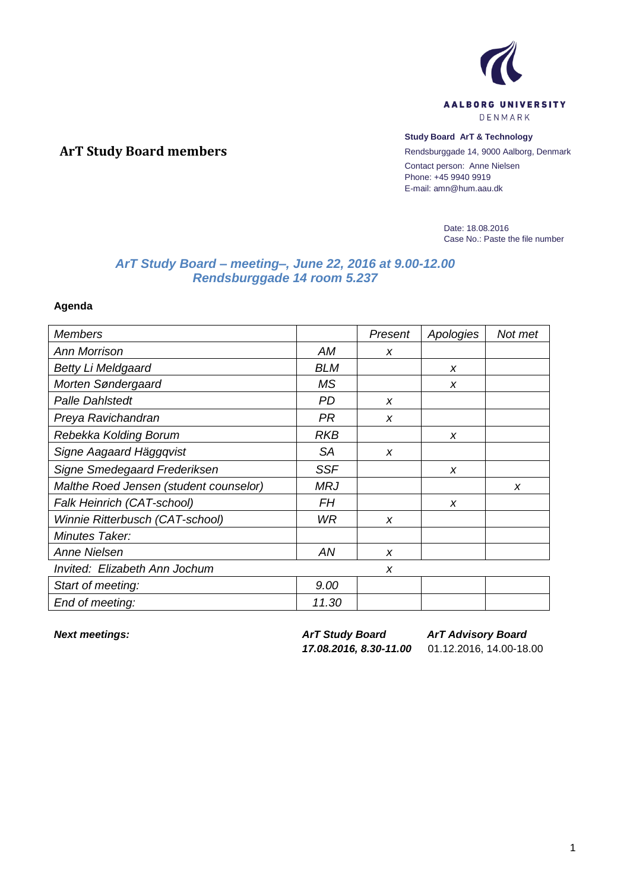AALBORG UNIVERSITY
DENMARK

**Study Board ArT & Technology**

Rendsburggade 14, 9000 Aalborg, Denmark

Contact person: Anne Nielsen
Phone: +45 9940 9919
E-mail: amn@hum.aau.dk

## ArT Study Board members

Date: 18.08.2016
Case No.: Paste the file number

### *ArT Study Board – meeting–, June 22, 2016 at 9.00-12.00*
### *Rendsburggade 14 room 5.237*

**Agenda**

| *Members* | | *Present* | *Apologies* | *Not met* |
|---|---|---|---|---|
| *Ann Morrison* | *AM* | *x* | | |
| *Betty Li Meldgaard* | *BLM* | | *x* | |
| *Morten Søndergaard* | *MS* | | *x* | |
| *Palle Dahlstedt* | *PD* | *x* | | |
| *Preya Ravichandran* | *PR* | *x* | | |
| *Rebekka Kolding Borum* | *RKB* | | *x* | |
| *Signe Aagaard Häggqvist* | *SA* | *x* | | |
| *Signe Smedegaard Frederiksen* | *SSF* | | *x* | |
| *Malthe Roed Jensen (student counselor)* | *MRJ* | | | *x* |
| *Falk Heinrich (CAT-school)* | *FH* | | *x* | |
| *Winnie Ritterbusch (CAT-school)* | *WR* | *x* | | |
| *Minutes Taker:* | | | | |
| *Anne Nielsen* | *AN* | *x* | | |
| *Invited: Elizabeth Ann Jochum* | | *x* | | |
| *Start of meeting:* | *9.00* | | | |
| *End of meeting:* | *11.30* | | | |

| ***Next meetings:*** | ***ArT Study Board*** | ***ArT Advisory Board*** |
|---|---|---|
| | ***17.08.2016, 8.30-11.00*** | 01.12.2016, 14.00-18.00 |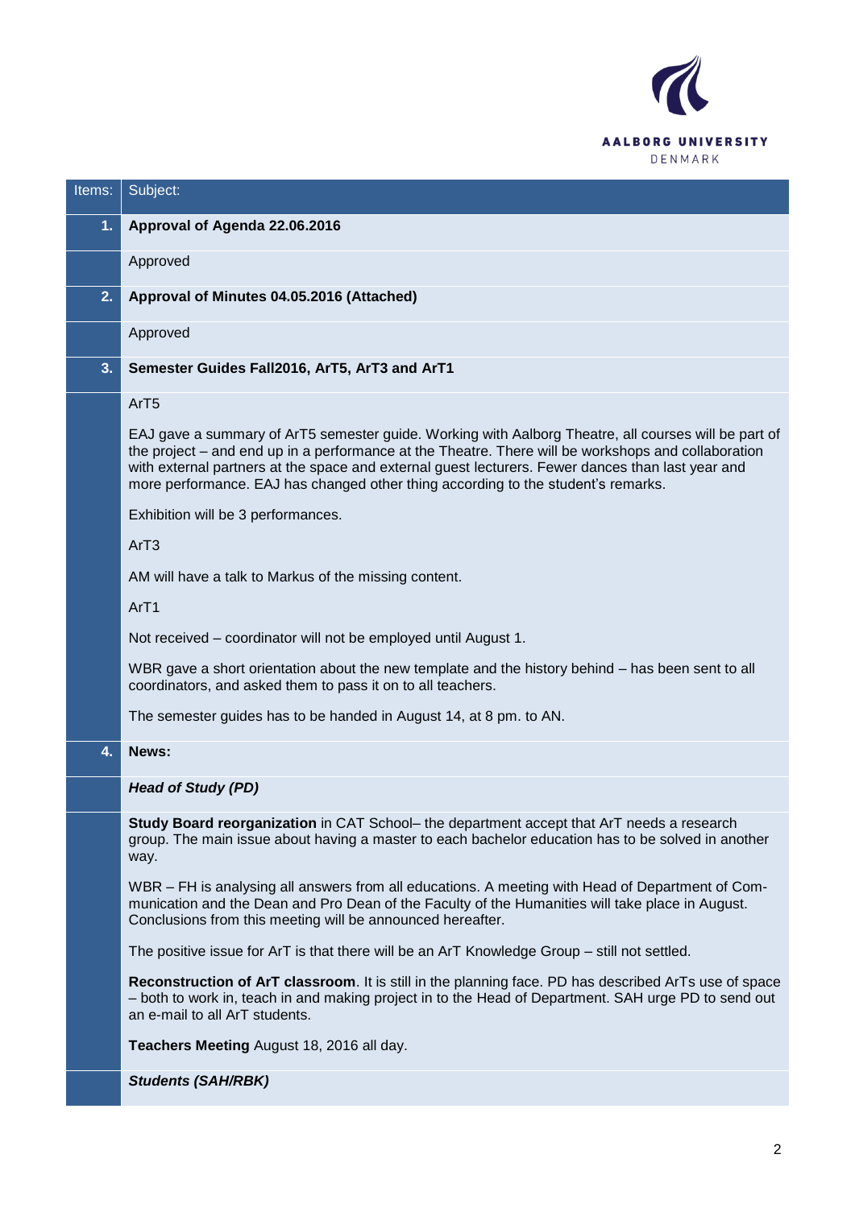| Items: | Subject: |
|---|---|
| **1.** | **Approval of Agenda 22.06.2016** |
| | Approved |
| **2.** | **Approval of Minutes 04.05.2016 (Attached)** |
| | Approved |
| **3.** | **Semester Guides Fall2016, ArT5, ArT3 and ArT1** |
| | ArT5<br><br>EAJ gave a summary of ArT5 semester guide. Working with Aalborg Theatre, all courses will be part of the project – and end up in a performance at the Theatre. There will be workshops and collaboration with external partners at the space and external guest lecturers. Fewer dances than last year and more performance. EAJ has changed other thing according to the student's remarks.<br><br>Exhibition will be 3 performances.<br><br>ArT3<br><br>AM will have a talk to Markus of the missing content.<br><br>ArT1<br><br>Not received – coordinator will not be employed until August 1.<br><br>WBR gave a short orientation about the new template and the history behind – has been sent to all coordinators, and asked them to pass it on to all teachers.<br><br>The semester guides has to be handed in August 14, at 8 pm. to AN. |
| **4.** | **News:** |
| | ***Head of Study (PD)*** |
| | **Study Board reorganization** in CAT School– the department accept that ArT needs a research group. The main issue about having a master to each bachelor education has to be solved in another way.<br><br>WBR – FH is analysing all answers from all educations. A meeting with Head of Department of Communication and the Dean and Pro Dean of the Faculty of the Humanities will take place in August. Conclusions from this meeting will be announced hereafter.<br><br>The positive issue for ArT is that there will be an ArT Knowledge Group – still not settled.<br><br>**Reconstruction of ArT classroom**. It is still in the planning face. PD has described ArTs use of space – both to work in, teach in and making project in to the Head of Department. SAH urge PD to send out an e-mail to all ArT students.<br><br>**Teachers Meeting** August 18, 2016 all day. |
| | ***Students (SAH/RBK)*** |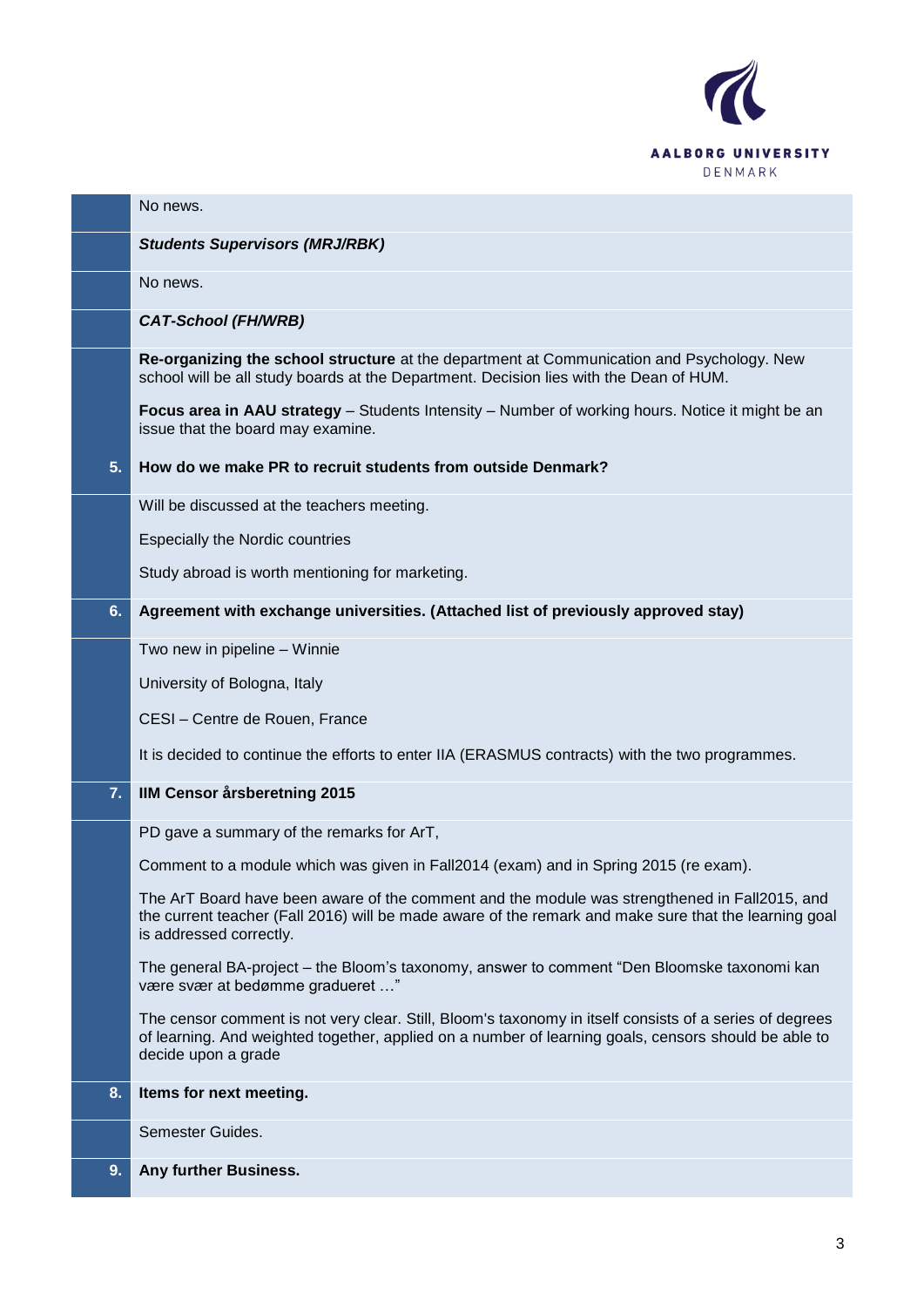No news.

***Students Supervisors (MRJ/RBK)***

No news.

***CAT-School (FH/WRB)***

**Re-organizing the school structure** at the department at Communication and Psychology. New school will be all study boards at the Department. Decision lies with the Dean of HUM.

**Focus area in AAU strategy** – Students Intensity – Number of working hours. Notice it might be an issue that the board may examine.

**5. How do we make PR to recruit students from outside Denmark?**

Will be discussed at the teachers meeting.

Especially the Nordic countries

Study abroad is worth mentioning for marketing.

**6. Agreement with exchange universities. (Attached list of previously approved stay)**

Two new in pipeline – Winnie

University of Bologna, Italy

CESI – Centre de Rouen, France

It is decided to continue the efforts to enter IIA (ERASMUS contracts) with the two programmes.

**7. IIM Censor årsberetning 2015**

PD gave a summary of the remarks for ArT,

Comment to a module which was given in Fall2014 (exam) and in Spring 2015 (re exam).

The ArT Board have been aware of the comment and the module was strengthened in Fall2015, and the current teacher (Fall 2016) will be made aware of the remark and make sure that the learning goal is addressed correctly.

The general BA-project – the Bloom's taxonomy, answer to comment "Den Bloomske taxonomi kan være svær at bedømme graderet …"

The censor comment is not very clear. Still, Bloom's taxonomy in itself consists of a series of degrees of learning. And weighted together, applied on a number of learning goals, censors should be able to decide upon a grade

**8. Items for next meeting.**

Semester Guides.

**9. Any further Business.**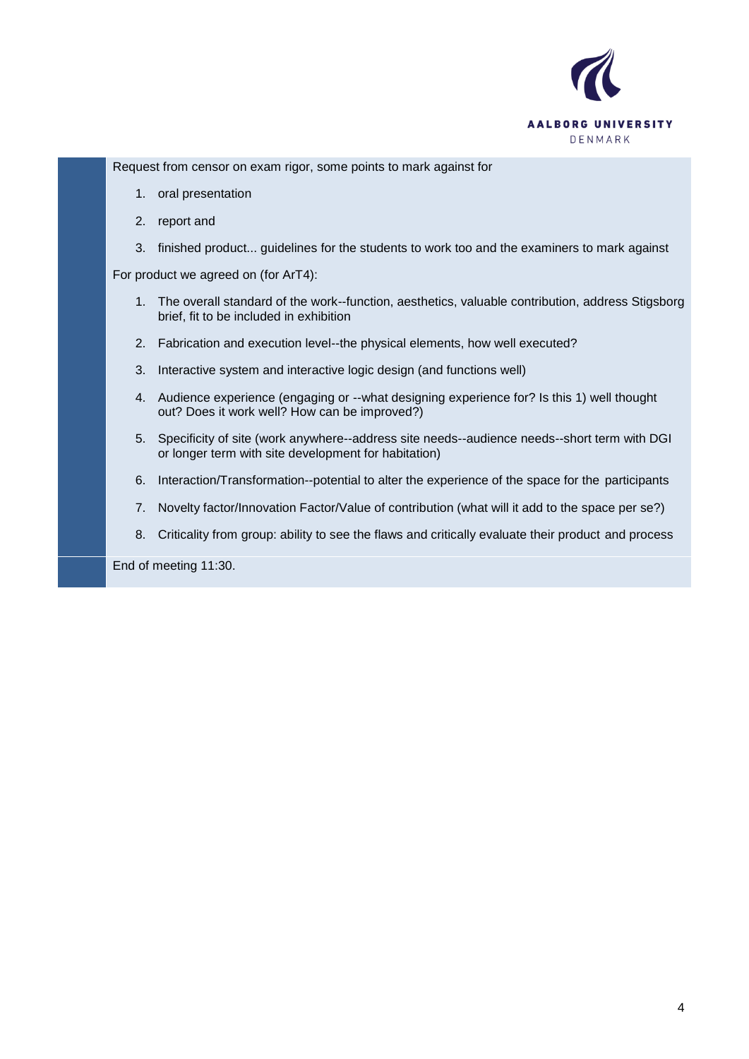Request from censor on exam rigor, some points to mark against for

1. oral presentation
2. report and
3. finished product... guidelines for the students to work too and the examiners to mark against

For product we agreed on (for ArT4):

1. The overall standard of the work--function, aesthetics, valuable contribution, address Stigsborg brief, fit to be included in exhibition
2. Fabrication and execution level--the physical elements, how well executed?
3. Interactive system and interactive logic design (and functions well)
4. Audience experience (engaging or --what designing experience for? Is this 1) well thought out? Does it work well? How can be improved?)
5. Specificity of site (work anywhere--address site needs--audience needs--short term with DGI or longer term with site development for habitation)
6. Interaction/Transformation--potential to alter the experience of the space for the participants
7. Novelty factor/Innovation Factor/Value of contribution (what will it add to the space per se?)
8. Criticality from group: ability to see the flaws and critically evaluate their product and process

End of meeting 11:30.